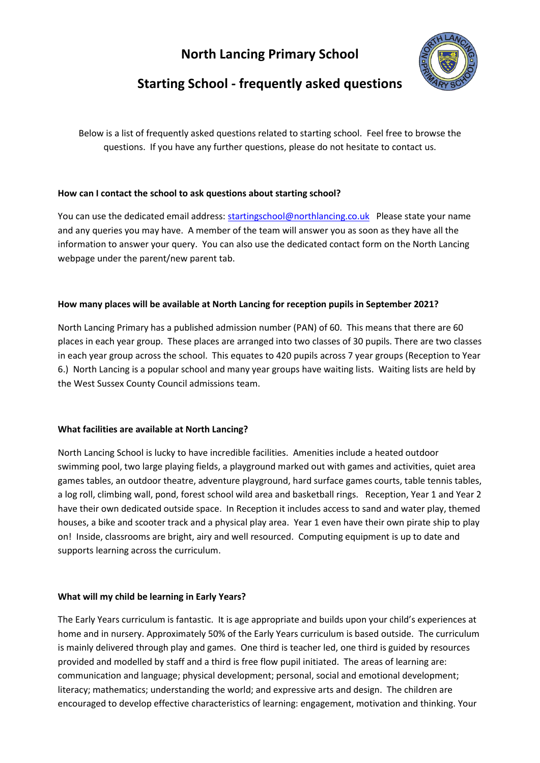# North Lancing Primary School

## Starting School - frequently asked questions

Below is a list of frequently asked questions related to starting school. Feel free to browse the questions. If you have any further questions, please do not hesitate to contact us.

**How can I contact the school to ask questions about starting school?**

You can use the dedicated email address: startingschool@northlancing.co.uk Please state your name and any queries you may have. A member of the team will answer you as soon as they have all the information to answer your query. You can also use the dedicated contact form on the North Lancing webpage under the parent/new parent tab.

**How many places will be available at North Lancing for reception pupils in September 2021?**

North Lancing Primary has a published admission number (PAN) of 60. This means that there are 60 places in each year group. These places are arranged into two classes of 30 pupils. There are two classes in each year group across the school. This equates to 420 pupils across 7 year groups (Reception to Year 6.) North Lancing is a popular school and many year groups have waiting lists. Waiting lists are held by the West Sussex County Council admissions team.

**What facilities are available at North Lancing?**

North Lancing School is lucky to have incredible facilities. Amenities include a heated outdoor swimming pool, two large playing fields, a playground marked out with games and activities, quiet area games tables, an outdoor theatre, adventure playground, hard surface games courts, table tennis tables, a log roll, climbing wall, pond, forest school wild area and basketball rings. Reception, Year 1 and Year 2 have their own dedicated outside space. In Reception it includes access to sand and water play, themed houses, a bike and scooter track and a physical play area. Year 1 even have their own pirate ship to play on! Inside, classrooms are bright, airy and well resourced. Computing equipment is up to date and supports learning across the curriculum.

**What will my child be learning in Early Years?**

The Early Years curriculum is fantastic. It is age appropriate and builds upon your child's experiences at home and in nursery. Approximately 50% of the Early Years curriculum is based outside. The curriculum is mainly delivered through play and games. One third is teacher led, one third is guided by resources provided and modelled by staff and a third is free flow pupil initiated. The areas of learning are: communication and language; physical development; personal, social and emotional development; literacy; mathematics; understanding the world; and expressive arts and design. The children are encouraged to develop effective characteristics of learning: engagement, motivation and thinking. Your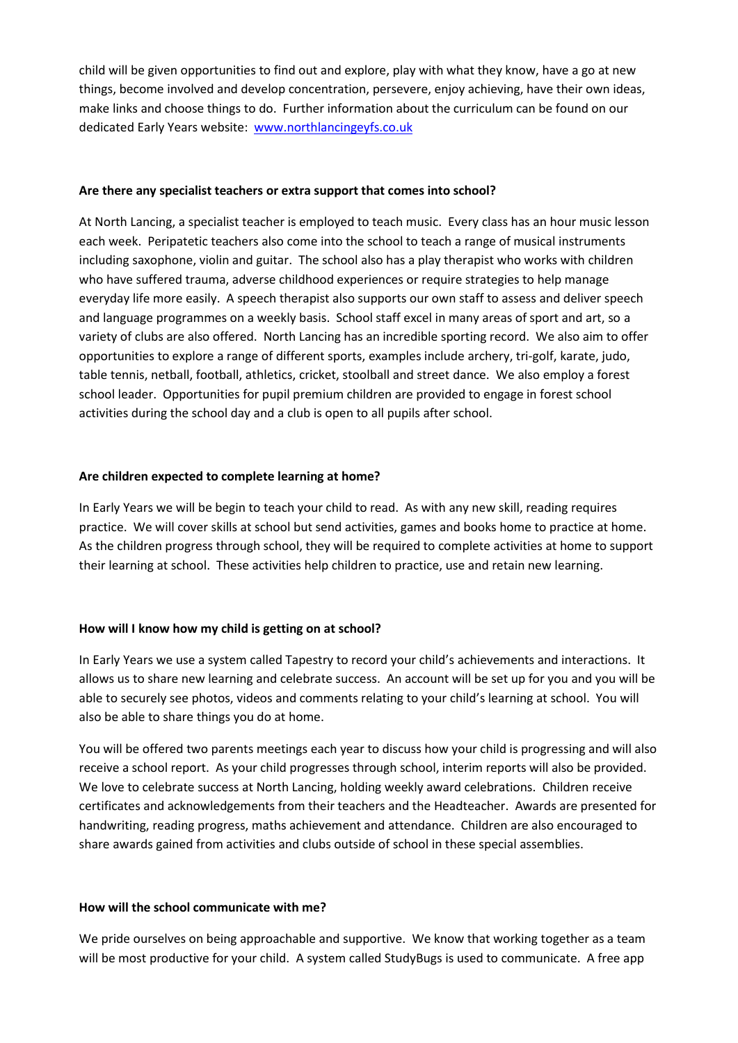child will be given opportunities to find out and explore, play with what they know, have a go at new things, become involved and develop concentration, persevere, enjoy achieving, have their own ideas, make links and choose things to do. Further information about the curriculum can be found on our dedicated Early Years website: [www.northlancingeyfs.co.uk](http://www.northlancingeyfs.co.uk)

**Are there any specialist teachers or extra support that comes into school?**

At North Lancing, a specialist teacher is employed to teach music. Every class has an hour music lesson each week. Peripatetic teachers also come into the school to teach a range of musical instruments including saxophone, violin and guitar. The school also has a play therapist who works with children who have suffered trauma, adverse childhood experiences or require strategies to help manage everyday life more easily. A speech therapist also supports our own staff to assess and deliver speech and language programmes on a weekly basis. School staff excel in many areas of sport and art, so a variety of clubs are also offered. North Lancing has an incredible sporting record. We also aim to offer opportunities to explore a range of different sports, examples include archery, tri-golf, karate, judo, table tennis, netball, football, athletics, cricket, stoolball and street dance. We also employ a forest school leader. Opportunities for pupil premium children are provided to engage in forest school activities during the school day and a club is open to all pupils after school.

**Are children expected to complete learning at home?**

In Early Years we will be begin to teach your child to read. As with any new skill, reading requires practice. We will cover skills at school but send activities, games and books home to practice at home. As the children progress through school, they will be required to complete activities at home to support their learning at school. These activities help children to practice, use and retain new learning.

**How will I know how my child is getting on at school?**

In Early Years we use a system called Tapestry to record your child's achievements and interactions. It allows us to share new learning and celebrate success. An account will be set up for you and you will be able to securely see photos, videos and comments relating to your child's learning at school. You will also be able to share things you do at home.

You will be offered two parents meetings each year to discuss how your child is progressing and will also receive a school report. As your child progresses through school, interim reports will also be provided. We love to celebrate success at North Lancing, holding weekly award celebrations. Children receive certificates and acknowledgements from their teachers and the Headteacher. Awards are presented for handwriting, reading progress, maths achievement and attendance. Children are also encouraged to share awards gained from activities and clubs outside of school in these special assemblies.

**How will the school communicate with me?**

We pride ourselves on being approachable and supportive. We know that working together as a team will be most productive for your child. A system called StudyBugs is used to communicate. A free app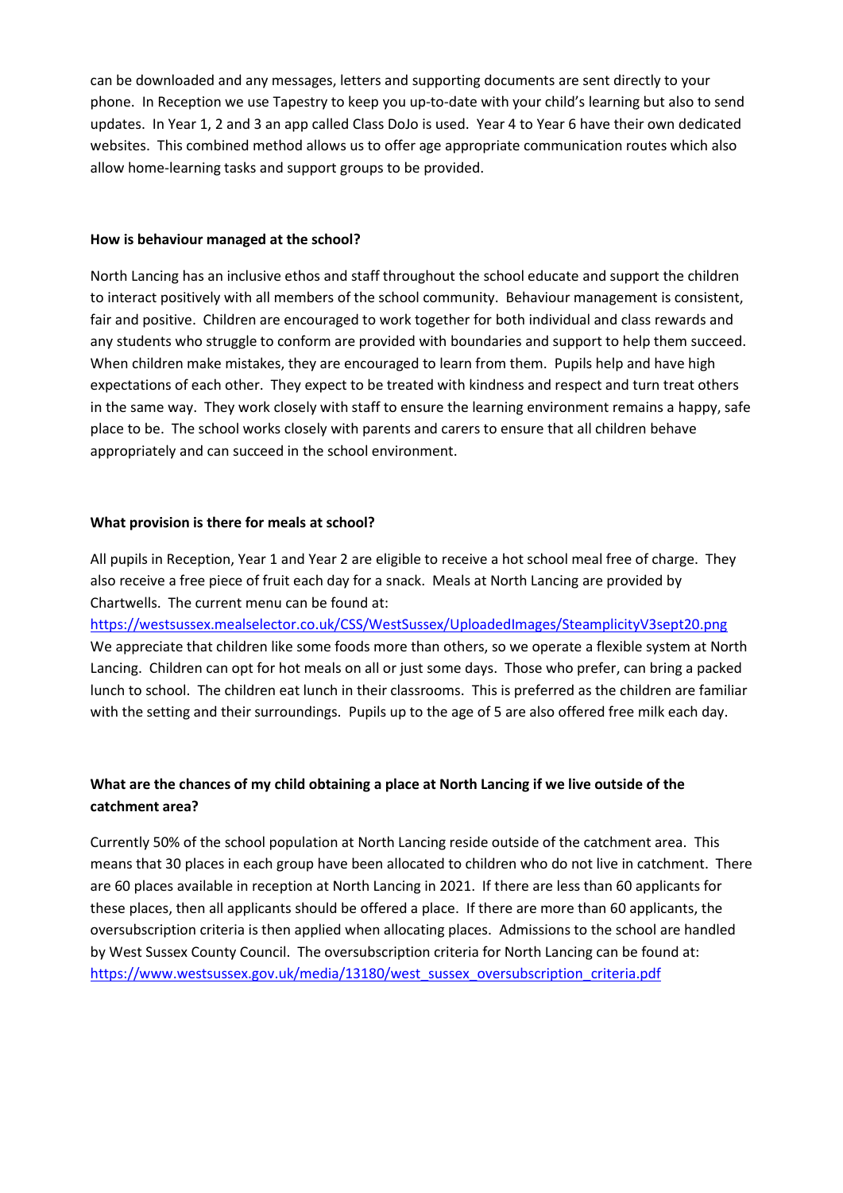can be downloaded and any messages, letters and supporting documents are sent directly to your phone. In Reception we use Tapestry to keep you up-to-date with your child's learning but also to send updates. In Year 1, 2 and 3 an app called Class DoJo is used. Year 4 to Year 6 have their own dedicated websites. This combined method allows us to offer age appropriate communication routes which also allow home-learning tasks and support groups to be provided.

**How is behaviour managed at the school?**

North Lancing has an inclusive ethos and staff throughout the school educate and support the children to interact positively with all members of the school community. Behaviour management is consistent, fair and positive. Children are encouraged to work together for both individual and class rewards and any students who struggle to conform are provided with boundaries and support to help them succeed. When children make mistakes, they are encouraged to learn from them. Pupils help and have high expectations of each other. They expect to be treated with kindness and respect and turn treat others in the same way. They work closely with staff to ensure the learning environment remains a happy, safe place to be. The school works closely with parents and carers to ensure that all children behave appropriately and can succeed in the school environment.

**What provision is there for meals at school?**

All pupils in Reception, Year 1 and Year 2 are eligible to receive a hot school meal free of charge. They also receive a free piece of fruit each day for a snack. Meals at North Lancing are provided by Chartwells. The current menu can be found at:
https://westsussex.mealselector.co.uk/CSS/WestSussex/UploadedImages/SteamplicityV3sept20.png
We appreciate that children like some foods more than others, so we operate a flexible system at North Lancing. Children can opt for hot meals on all or just some days. Those who prefer, can bring a packed lunch to school. The children eat lunch in their classrooms. This is preferred as the children are familiar with the setting and their surroundings. Pupils up to the age of 5 are also offered free milk each day.

**What are the chances of my child obtaining a place at North Lancing if we live outside of the catchment area?**

Currently 50% of the school population at North Lancing reside outside of the catchment area. This means that 30 places in each group have been allocated to children who do not live in catchment. There are 60 places available in reception at North Lancing in 2021. If there are less than 60 applicants for these places, then all applicants should be offered a place. If there are more than 60 applicants, the oversubscription criteria is then applied when allocating places. Admissions to the school are handled by West Sussex County Council. The oversubscription criteria for North Lancing can be found at:
https://www.westsussex.gov.uk/media/13180/west_sussex_oversubscription_criteria.pdf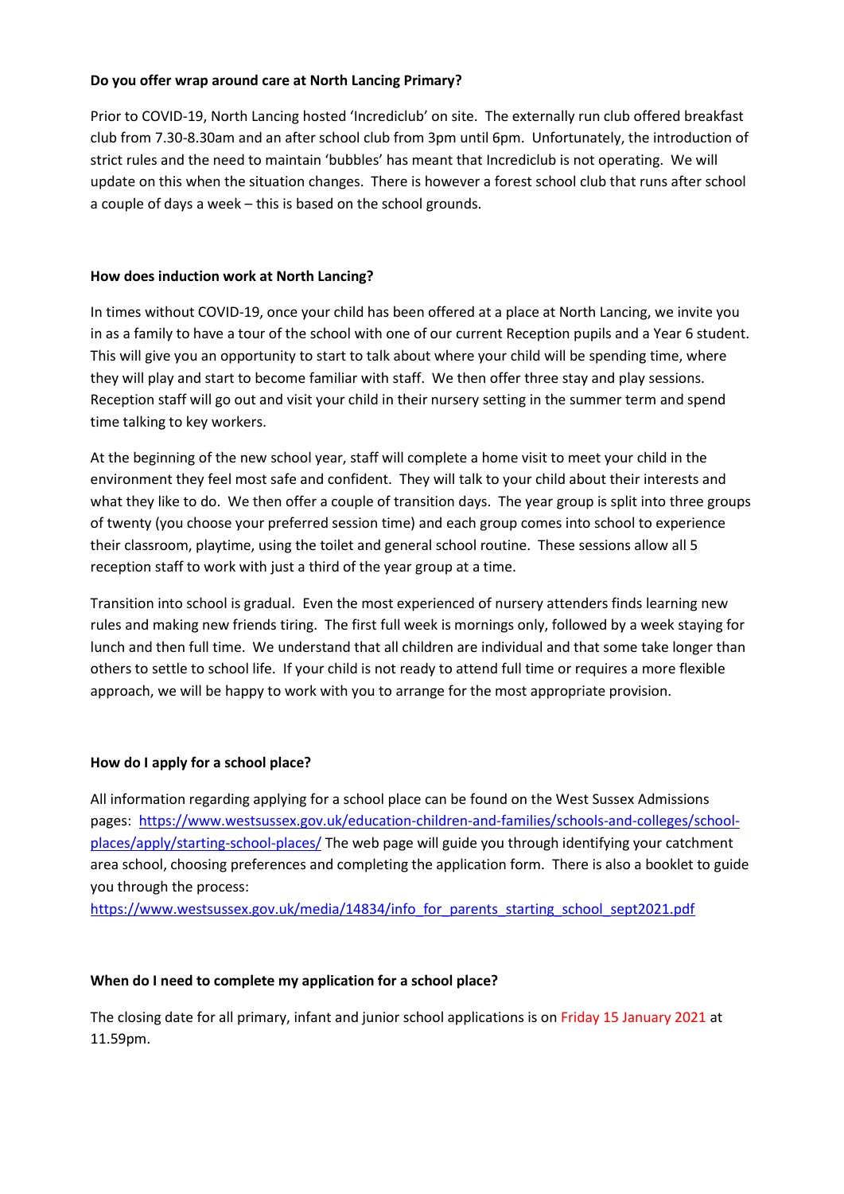**Do you offer wrap around care at North Lancing Primary?**

Prior to COVID-19, North Lancing hosted 'Incrediclub' on site. The externally run club offered breakfast club from 7.30-8.30am and an after school club from 3pm until 6pm. Unfortunately, the introduction of strict rules and the need to maintain 'bubbles' has meant that Incrediclub is not operating. We will update on this when the situation changes. There is however a forest school club that runs after school a couple of days a week – this is based on the school grounds.

**How does induction work at North Lancing?**

In times without COVID-19, once your child has been offered at a place at North Lancing, we invite you in as a family to have a tour of the school with one of our current Reception pupils and a Year 6 student. This will give you an opportunity to start to talk about where your child will be spending time, where they will play and start to become familiar with staff. We then offer three stay and play sessions. Reception staff will go out and visit your child in their nursery setting in the summer term and spend time talking to key workers.

At the beginning of the new school year, staff will complete a home visit to meet your child in the environment they feel most safe and confident. They will talk to your child about their interests and what they like to do. We then offer a couple of transition days. The year group is split into three groups of twenty (you choose your preferred session time) and each group comes into school to experience their classroom, playtime, using the toilet and general school routine. These sessions allow all 5 reception staff to work with just a third of the year group at a time.

Transition into school is gradual. Even the most experienced of nursery attenders finds learning new rules and making new friends tiring. The first full week is mornings only, followed by a week staying for lunch and then full time. We understand that all children are individual and that some take longer than others to settle to school life. If your child is not ready to attend full time or requires a more flexible approach, we will be happy to work with you to arrange for the most appropriate provision.

**How do I apply for a school place?**

All information regarding applying for a school place can be found on the West Sussex Admissions pages: https://www.westsussex.gov.uk/education-children-and-families/schools-and-colleges/school-places/apply/starting-school-places/ The web page will guide you through identifying your catchment area school, choosing preferences and completing the application form. There is also a booklet to guide you through the process:
https://www.westsussex.gov.uk/media/14834/info_for_parents_starting_school_sept2021.pdf

**When do I need to complete my application for a school place?**

The closing date for all primary, infant and junior school applications is on Friday 15 January 2021 at 11.59pm.